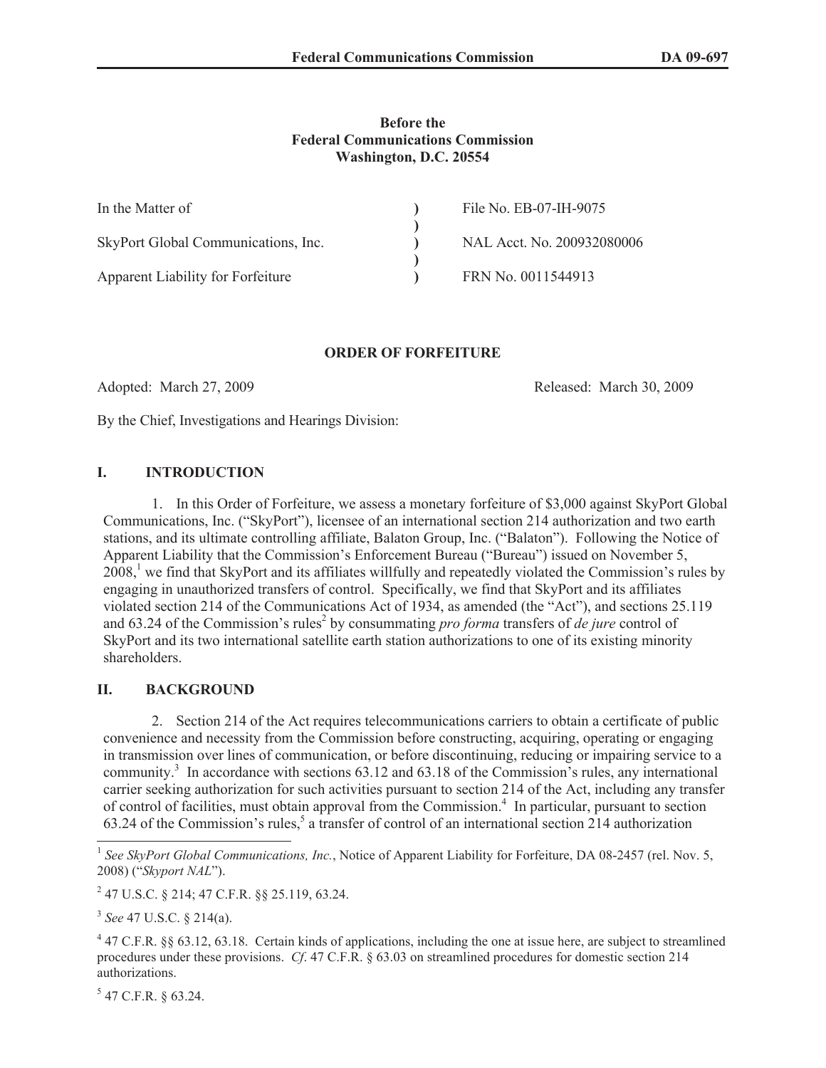**Before the**
**Federal Communications Commission**
**Washington, D.C. 20554**

| | | |
|---|---|---|
| In the Matter of | ) | File No. EB-07-IH-9075 |
| | ) | |
| SkyPort Global Communications, Inc. | ) | NAL Acct. No. 200932080006 |
| | ) | |
| Apparent Liability for Forfeiture | ) | FRN No. 0011544913 |

## ORDER OF FORFEITURE

Adopted: March 27, 2009 Released: March 30, 2009

By the Chief, Investigations and Hearings Division:

## I. INTRODUCTION

1. In this Order of Forfeiture, we assess a monetary forfeiture of $3,000 against SkyPort Global Communications, Inc. ("SkyPort"), licensee of an international section 214 authorization and two earth stations, and its ultimate controlling affiliate, Balaton Group, Inc. ("Balaton"). Following the Notice of Apparent Liability that the Commission's Enforcement Bureau ("Bureau") issued on November 5, 2008,[1] we find that SkyPort and its affiliates willfully and repeatedly violated the Commission's rules by engaging in unauthorized transfers of control. Specifically, we find that SkyPort and its affiliates violated section 214 of the Communications Act of 1934, as amended (the "Act"), and sections 25.119 and 63.24 of the Commission's rules[2] by consummating *pro forma* transfers of *de jure* control of SkyPort and its two international satellite earth station authorizations to one of its existing minority shareholders.

## II. BACKGROUND

2. Section 214 of the Act requires telecommunications carriers to obtain a certificate of public convenience and necessity from the Commission before constructing, acquiring, operating or engaging in transmission over lines of communication, or before discontinuing, reducing or impairing service to a community.[3] In accordance with sections 63.12 and 63.18 of the Commission's rules, any international carrier seeking authorization for such activities pursuant to section 214 of the Act, including any transfer of control of facilities, must obtain approval from the Commission.[4] In particular, pursuant to section 63.24 of the Commission's rules,[5] a transfer of control of an international section 214 authorization

---

[1] *See SkyPort Global Communications, Inc.*, Notice of Apparent Liability for Forfeiture, DA 08-2457 (rel. Nov. 5, 2008) ("*Skyport NAL*").

[2] 47 U.S.C. § 214; 47 C.F.R. §§ 25.119, 63.24.

[3] *See* 47 U.S.C. § 214(a).

[4] 47 C.F.R. §§ 63.12, 63.18. Certain kinds of applications, including the one at issue here, are subject to streamlined procedures under these provisions. *Cf*. 47 C.F.R. § 63.03 on streamlined procedures for domestic section 214 authorizations.

[5] 47 C.F.R. § 63.24.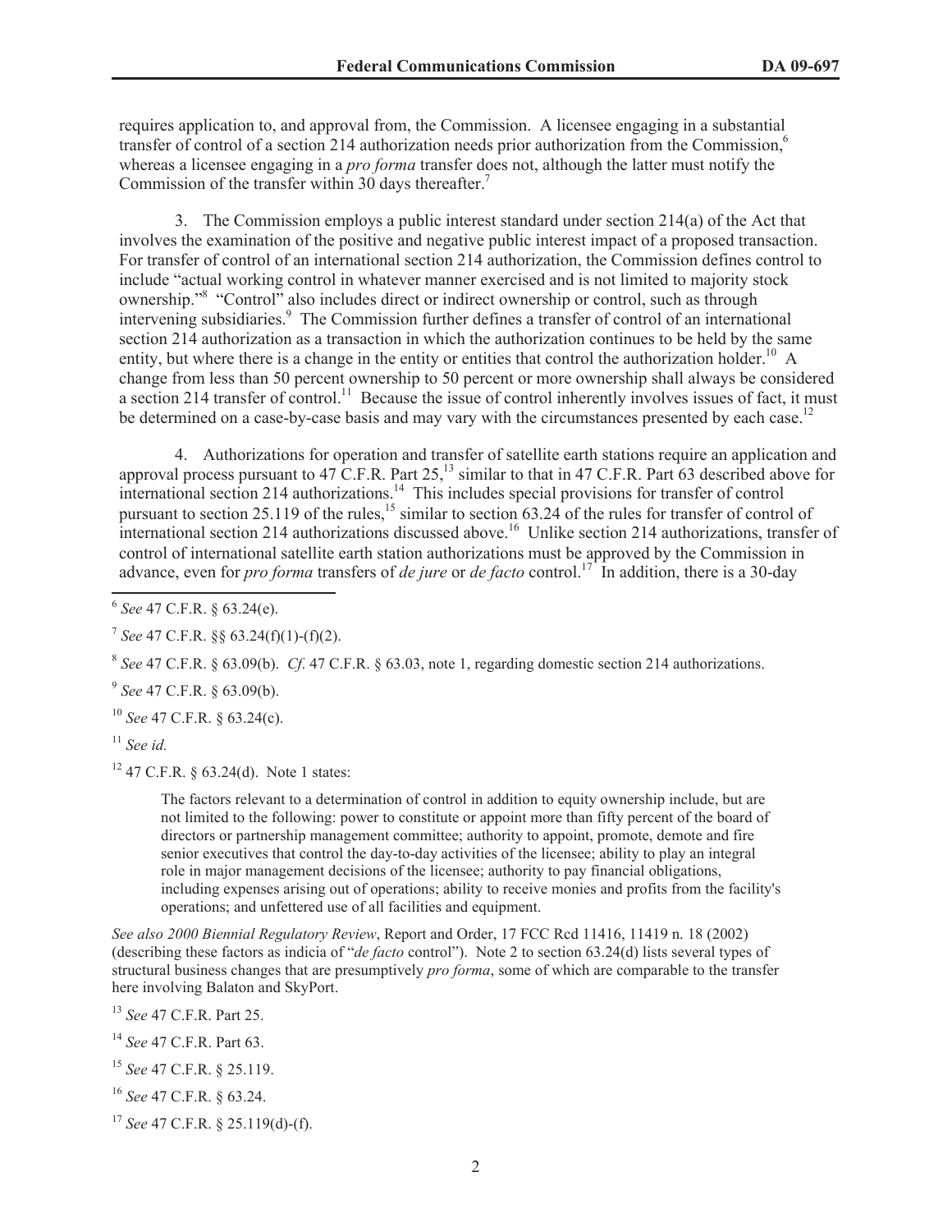requires application to, and approval from, the Commission. A licensee engaging in a substantial transfer of control of a section 214 authorization needs prior authorization from the Commission,[6] whereas a licensee engaging in a *pro forma* transfer does not, although the latter must notify the Commission of the transfer within 30 days thereafter.[7]

3. The Commission employs a public interest standard under section 214(a) of the Act that involves the examination of the positive and negative public interest impact of a proposed transaction. For transfer of control of an international section 214 authorization, the Commission defines control to include "actual working control in whatever manner exercised and is not limited to majority stock ownership."[8] "Control" also includes direct or indirect ownership or control, such as through intervening subsidiaries.[9] The Commission further defines a transfer of control of an international section 214 authorization as a transaction in which the authorization continues to be held by the same entity, but where there is a change in the entity or entities that control the authorization holder.[10] A change from less than 50 percent ownership to 50 percent or more ownership shall always be considered a section 214 transfer of control.[11] Because the issue of control inherently involves issues of fact, it must be determined on a case-by-case basis and may vary with the circumstances presented by each case.[12]

4. Authorizations for operation and transfer of satellite earth stations require an application and approval process pursuant to 47 C.F.R. Part 25,[13] similar to that in 47 C.F.R. Part 63 described above for international section 214 authorizations.[14] This includes special provisions for transfer of control pursuant to section 25.119 of the rules,[15] similar to section 63.24 of the rules for transfer of control of international section 214 authorizations discussed above.[16] Unlike section 214 authorizations, transfer of control of international satellite earth station authorizations must be approved by the Commission in advance, even for *pro forma* transfers of *de jure* or *de facto* control.[17] In addition, there is a 30-day

---

[6] *See* 47 C.F.R. § 63.24(e).

[7] *See* 47 C.F.R. §§ 63.24(f)(1)-(f)(2).

[8] *See* 47 C.F.R. § 63.09(b). *Cf*. 47 C.F.R. § 63.03, note 1, regarding domestic section 214 authorizations.

[9] *See* 47 C.F.R. § 63.09(b).

[10] *See* 47 C.F.R. § 63.24(c).

[11] *See id.*

[12] 47 C.F.R. § 63.24(d). Note 1 states:

> The factors relevant to a determination of control in addition to equity ownership include, but are not limited to the following: power to constitute or appoint more than fifty percent of the board of directors or partnership management committee; authority to appoint, promote, demote and fire senior executives that control the day-to-day activities of the licensee; ability to play an integral role in major management decisions of the licensee; authority to pay financial obligations, including expenses arising out of operations; ability to receive monies and profits from the facility's operations; and unfettered use of all facilities and equipment.

*See also 2000 Biennial Regulatory Review*, Report and Order, 17 FCC Rcd 11416, 11419 n. 18 (2002) (describing these factors as indicia of "*de facto* control"). Note 2 to section 63.24(d) lists several types of structural business changes that are presumptively *pro forma*, some of which are comparable to the transfer here involving Balaton and SkyPort.

[13] *See* 47 C.F.R. Part 25.

[14] *See* 47 C.F.R. Part 63.

[15] *See* 47 C.F.R. § 25.119.

[16] *See* 47 C.F.R. § 63.24.

[17] *See* 47 C.F.R. § 25.119(d)-(f).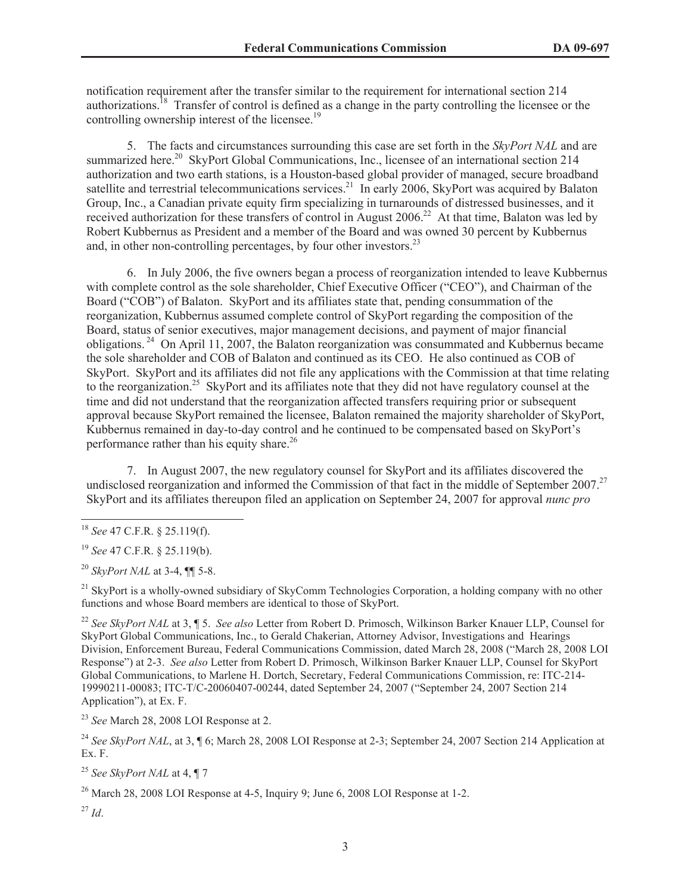notification requirement after the transfer similar to the requirement for international section 214 authorizations.[18] Transfer of control is defined as a change in the party controlling the licensee or the controlling ownership interest of the licensee.[19]

5. The facts and circumstances surrounding this case are set forth in the *SkyPort NAL* and are summarized here.[20] SkyPort Global Communications, Inc., licensee of an international section 214 authorization and two earth stations, is a Houston-based global provider of managed, secure broadband satellite and terrestrial telecommunications services.[21] In early 2006, SkyPort was acquired by Balaton Group, Inc., a Canadian private equity firm specializing in turnarounds of distressed businesses, and it received authorization for these transfers of control in August 2006.[22] At that time, Balaton was led by Robert Kubbernus as President and a member of the Board and was owned 30 percent by Kubbernus and, in other non-controlling percentages, by four other investors.[23]

6. In July 2006, the five owners began a process of reorganization intended to leave Kubbernus with complete control as the sole shareholder, Chief Executive Officer ("CEO"), and Chairman of the Board ("COB") of Balaton. SkyPort and its affiliates state that, pending consummation of the reorganization, Kubbernus assumed complete control of SkyPort regarding the composition of the Board, status of senior executives, major management decisions, and payment of major financial obligations.[24] On April 11, 2007, the Balaton reorganization was consummated and Kubbernus became the sole shareholder and COB of Balaton and continued as its CEO. He also continued as COB of SkyPort. SkyPort and its affiliates did not file any applications with the Commission at that time relating to the reorganization.[25] SkyPort and its affiliates note that they did not have regulatory counsel at the time and did not understand that the reorganization affected transfers requiring prior or subsequent approval because SkyPort remained the licensee, Balaton remained the majority shareholder of SkyPort, Kubbernus remained in day-to-day control and he continued to be compensated based on SkyPort's performance rather than his equity share.[26]

7. In August 2007, the new regulatory counsel for SkyPort and its affiliates discovered the undisclosed reorganization and informed the Commission of that fact in the middle of September 2007.[27] SkyPort and its affiliates thereupon filed an application on September 24, 2007 for approval *nunc pro*

---

[18] *See* 47 C.F.R. § 25.119(f).

[19] *See* 47 C.F.R. § 25.119(b).

[20] *SkyPort NAL* at 3-4, ¶¶ 5-8.

[21] SkyPort is a wholly-owned subsidiary of SkyComm Technologies Corporation, a holding company with no other functions and whose Board members are identical to those of SkyPort.

[22] *See SkyPort NAL* at 3, ¶ 5. *See also* Letter from Robert D. Primosch, Wilkinson Barker Knauer LLP, Counsel for SkyPort Global Communications, Inc., to Gerald Chakerian, Attorney Advisor, Investigations and Hearings Division, Enforcement Bureau, Federal Communications Commission, dated March 28, 2008 ("March 28, 2008 LOI Response") at 2-3. *See also* Letter from Robert D. Primosch, Wilkinson Barker Knauer LLP, Counsel for SkyPort Global Communications, to Marlene H. Dortch, Secretary, Federal Communications Commission, re: ITC-214-19990211-00083; ITC-T/C-20060407-00244, dated September 24, 2007 ("September 24, 2007 Section 214 Application"), at Ex. F.

[23] *See* March 28, 2008 LOI Response at 2.

[24] *See SkyPort NAL*, at 3, ¶ 6; March 28, 2008 LOI Response at 2-3; September 24, 2007 Section 214 Application at Ex. F.

[25] *See SkyPort NAL* at 4, ¶ 7

[26] March 28, 2008 LOI Response at 4-5, Inquiry 9; June 6, 2008 LOI Response at 1-2.

[27] *Id*.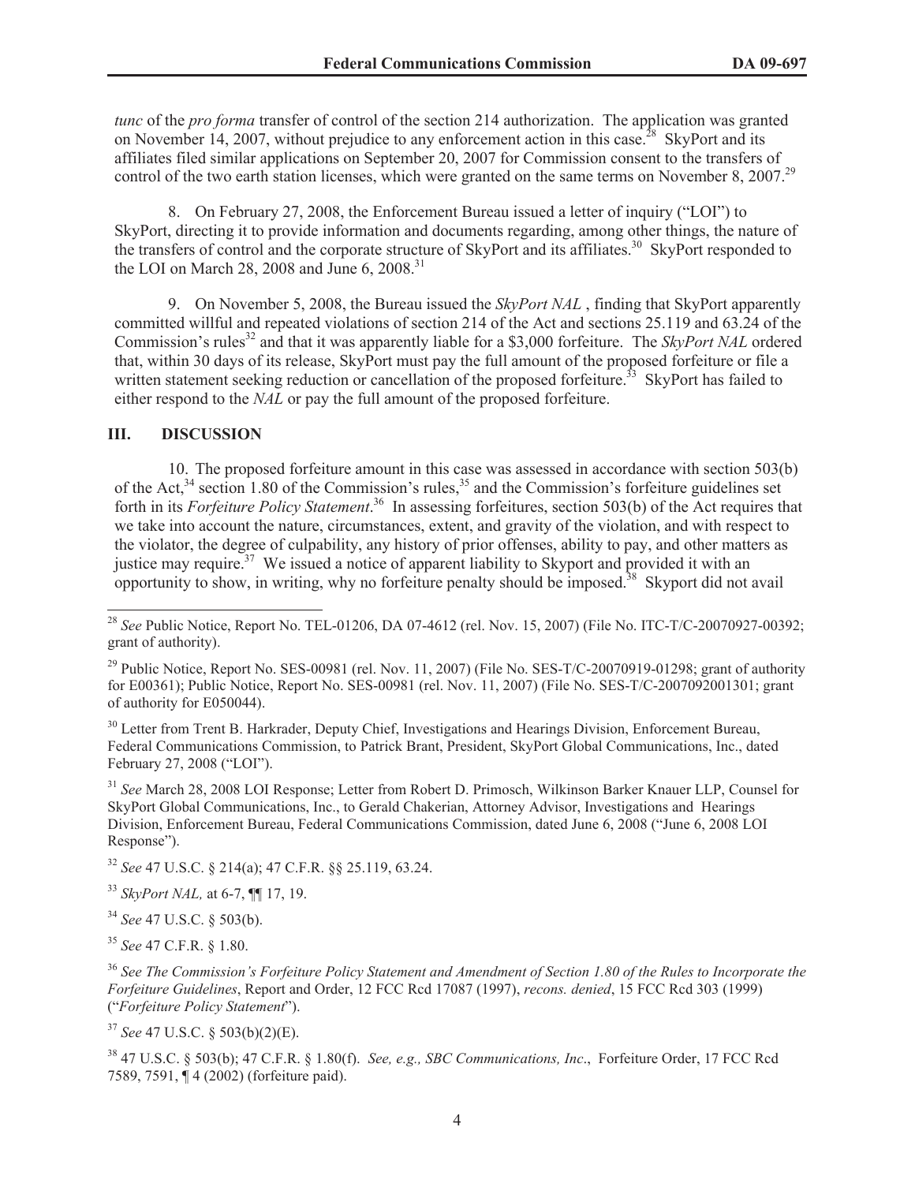*tunc* of the *pro forma* transfer of control of the section 214 authorization. The application was granted on November 14, 2007, without prejudice to any enforcement action in this case.[28] SkyPort and its affiliates filed similar applications on September 20, 2007 for Commission consent to the transfers of control of the two earth station licenses, which were granted on the same terms on November 8, 2007.[29]

8. On February 27, 2008, the Enforcement Bureau issued a letter of inquiry ("LOI") to SkyPort, directing it to provide information and documents regarding, among other things, the nature of the transfers of control and the corporate structure of SkyPort and its affiliates.[30] SkyPort responded to the LOI on March 28, 2008 and June 6, 2008.[31]

9. On November 5, 2008, the Bureau issued the *SkyPort NAL* , finding that SkyPort apparently committed willful and repeated violations of section 214 of the Act and sections 25.119 and 63.24 of the Commission's rules[32] and that it was apparently liable for a $3,000 forfeiture. The *SkyPort NAL* ordered that, within 30 days of its release, SkyPort must pay the full amount of the proposed forfeiture or file a written statement seeking reduction or cancellation of the proposed forfeiture.[33] SkyPort has failed to either respond to the *NAL* or pay the full amount of the proposed forfeiture.

## III. DISCUSSION

10. The proposed forfeiture amount in this case was assessed in accordance with section 503(b) of the Act,[34] section 1.80 of the Commission's rules,[35] and the Commission's forfeiture guidelines set forth in its *Forfeiture Policy Statement*.[36] In assessing forfeitures, section 503(b) of the Act requires that we take into account the nature, circumstances, extent, and gravity of the violation, and with respect to the violator, the degree of culpability, any history of prior offenses, ability to pay, and other matters as justice may require.[37] We issued a notice of apparent liability to Skyport and provided it with an opportunity to show, in writing, why no forfeiture penalty should be imposed.[38] Skyport did not avail

---

[28] *See* Public Notice, Report No. TEL-01206, DA 07-4612 (rel. Nov. 15, 2007) (File No. ITC-T/C-20070927-00392; grant of authority).

[29] Public Notice, Report No. SES-00981 (rel. Nov. 11, 2007) (File No. SES-T/C-20070919-01298; grant of authority for E00361); Public Notice, Report No. SES-00981 (rel. Nov. 11, 2007) (File No. SES-T/C-2007092001301; grant of authority for E050044).

[30] Letter from Trent B. Harkrader, Deputy Chief, Investigations and Hearings Division, Enforcement Bureau, Federal Communications Commission, to Patrick Brant, President, SkyPort Global Communications, Inc., dated February 27, 2008 ("LOI").

[31] *See* March 28, 2008 LOI Response; Letter from Robert D. Primosch, Wilkinson Barker Knauer LLP, Counsel for SkyPort Global Communications, Inc., to Gerald Chakerian, Attorney Advisor, Investigations and Hearings Division, Enforcement Bureau, Federal Communications Commission, dated June 6, 2008 ("June 6, 2008 LOI Response").

[32] *See* 47 U.S.C. § 214(a); 47 C.F.R. §§ 25.119, 63.24.

[33] *SkyPort NAL,* at 6-7, ¶¶ 17, 19.

[34] *See* 47 U.S.C. § 503(b).

[35] *See* 47 C.F.R. § 1.80.

[36] *See The Commission's Forfeiture Policy Statement and Amendment of Section 1.80 of the Rules to Incorporate the Forfeiture Guidelines*, Report and Order, 12 FCC Rcd 17087 (1997), *recons. denied*, 15 FCC Rcd 303 (1999) ("*Forfeiture Policy Statement*").

[37] *See* 47 U.S.C. § 503(b)(2)(E).

[38] 47 U.S.C. § 503(b); 47 C.F.R. § 1.80(f). *See, e.g., SBC Communications, Inc*., Forfeiture Order, 17 FCC Rcd 7589, 7591, ¶ 4 (2002) (forfeiture paid).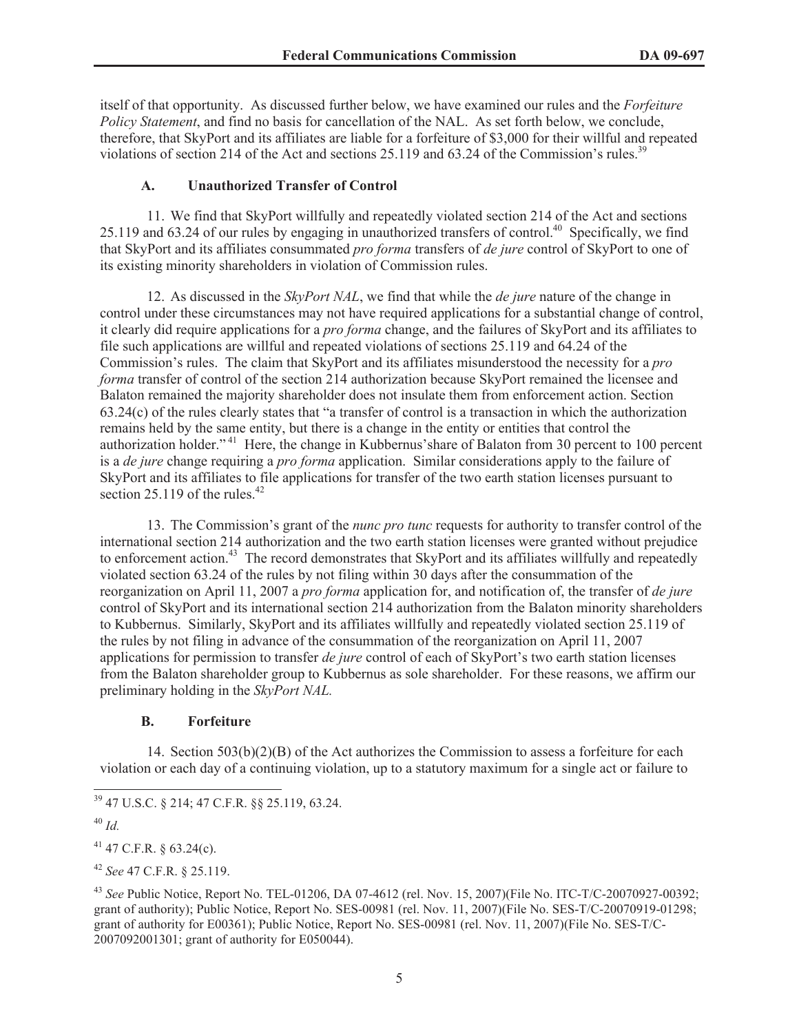itself of that opportunity. As discussed further below, we have examined our rules and the *Forfeiture Policy Statement*, and find no basis for cancellation of the NAL. As set forth below, we conclude, therefore, that SkyPort and its affiliates are liable for a forfeiture of $3,000 for their willful and repeated violations of section 214 of the Act and sections 25.119 and 63.24 of the Commission's rules.[39]

### A. Unauthorized Transfer of Control

11. We find that SkyPort willfully and repeatedly violated section 214 of the Act and sections 25.119 and 63.24 of our rules by engaging in unauthorized transfers of control.[40] Specifically, we find that SkyPort and its affiliates consummated *pro forma* transfers of *de jure* control of SkyPort to one of its existing minority shareholders in violation of Commission rules.

12. As discussed in the *SkyPort NAL*, we find that while the *de jure* nature of the change in control under these circumstances may not have required applications for a substantial change of control, it clearly did require applications for a *pro forma* change, and the failures of SkyPort and its affiliates to file such applications are willful and repeated violations of sections 25.119 and 64.24 of the Commission's rules. The claim that SkyPort and its affiliates misunderstood the necessity for a *pro forma* transfer of control of the section 214 authorization because SkyPort remained the licensee and Balaton remained the majority shareholder does not insulate them from enforcement action. Section 63.24(c) of the rules clearly states that "a transfer of control is a transaction in which the authorization remains held by the same entity, but there is a change in the entity or entities that control the authorization holder."[41] Here, the change in Kubbernus'share of Balaton from 30 percent to 100 percent is a *de jure* change requiring a *pro forma* application. Similar considerations apply to the failure of SkyPort and its affiliates to file applications for transfer of the two earth station licenses pursuant to section 25.119 of the rules.[42]

13. The Commission's grant of the *nunc pro tunc* requests for authority to transfer control of the international section 214 authorization and the two earth station licenses were granted without prejudice to enforcement action.[43] The record demonstrates that SkyPort and its affiliates willfully and repeatedly violated section 63.24 of the rules by not filing within 30 days after the consummation of the reorganization on April 11, 2007 a *pro forma* application for, and notification of, the transfer of *de jure* control of SkyPort and its international section 214 authorization from the Balaton minority shareholders to Kubbernus. Similarly, SkyPort and its affiliates willfully and repeatedly violated section 25.119 of the rules by not filing in advance of the consummation of the reorganization on April 11, 2007 applications for permission to transfer *de jure* control of each of SkyPort's two earth station licenses from the Balaton shareholder group to Kubbernus as sole shareholder. For these reasons, we affirm our preliminary holding in the *SkyPort NAL.*

### B. Forfeiture

14. Section 503(b)(2)(B) of the Act authorizes the Commission to assess a forfeiture for each violation or each day of a continuing violation, up to a statutory maximum for a single act or failure to

---

[39] 47 U.S.C. § 214; 47 C.F.R. §§ 25.119, 63.24.

[40] *Id.*

[41] 47 C.F.R. § 63.24(c).

[42] *See* 47 C.F.R. § 25.119.

[43] *See* Public Notice, Report No. TEL-01206, DA 07-4612 (rel. Nov. 15, 2007)(File No. ITC-T/C-20070927-00392; grant of authority); Public Notice, Report No. SES-00981 (rel. Nov. 11, 2007)(File No. SES-T/C-20070919-01298; grant of authority for E00361); Public Notice, Report No. SES-00981 (rel. Nov. 11, 2007)(File No. SES-T/C-2007092001301; grant of authority for E050044).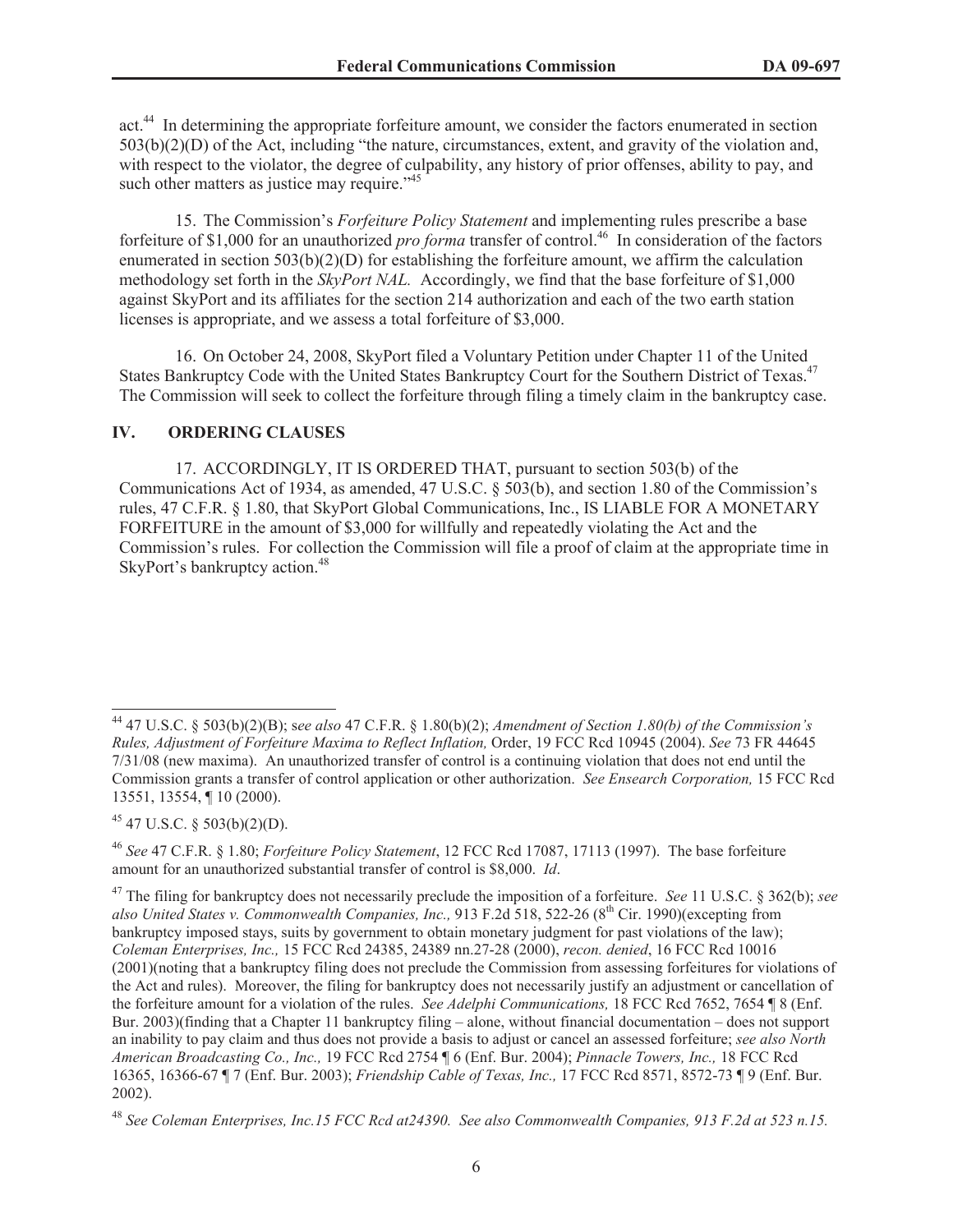act.[44] In determining the appropriate forfeiture amount, we consider the factors enumerated in section 503(b)(2)(D) of the Act, including "the nature, circumstances, extent, and gravity of the violation and, with respect to the violator, the degree of culpability, any history of prior offenses, ability to pay, and such other matters as justice may require."[45]

15. The Commission's *Forfeiture Policy Statement* and implementing rules prescribe a base forfeiture of $1,000 for an unauthorized *pro forma* transfer of control.[46] In consideration of the factors enumerated in section 503(b)(2)(D) for establishing the forfeiture amount, we affirm the calculation methodology set forth in the *SkyPort NAL.* Accordingly, we find that the base forfeiture of $1,000 against SkyPort and its affiliates for the section 214 authorization and each of the two earth station licenses is appropriate, and we assess a total forfeiture of $3,000.

16. On October 24, 2008, SkyPort filed a Voluntary Petition under Chapter 11 of the United States Bankruptcy Code with the United States Bankruptcy Court for the Southern District of Texas.[47] The Commission will seek to collect the forfeiture through filing a timely claim in the bankruptcy case.

## IV. ORDERING CLAUSES

17. ACCORDINGLY, IT IS ORDERED THAT, pursuant to section 503(b) of the Communications Act of 1934, as amended, 47 U.S.C. § 503(b), and section 1.80 of the Commission's rules, 47 C.F.R. § 1.80, that SkyPort Global Communications, Inc., IS LIABLE FOR A MONETARY FORFEITURE in the amount of $3,000 for willfully and repeatedly violating the Act and the Commission's rules. For collection the Commission will file a proof of claim at the appropriate time in SkyPort's bankruptcy action.[48]

---

[44] 47 U.S.C. § 503(b)(2)(B); s*ee also* 47 C.F.R. § 1.80(b)(2); *Amendment of Section 1.80(b) of the Commission's Rules, Adjustment of Forfeiture Maxima to Reflect Inflation,* Order, 19 FCC Rcd 10945 (2004). *See* 73 FR 44645 7/31/08 (new maxima). An unauthorized transfer of control is a continuing violation that does not end until the Commission grants a transfer of control application or other authorization. *See Ensearch Corporation,* 15 FCC Rcd 13551, 13554, ¶ 10 (2000).

[45] 47 U.S.C. § 503(b)(2)(D).

[46] *See* 47 C.F.R. § 1.80; *Forfeiture Policy Statement*, 12 FCC Rcd 17087, 17113 (1997). The base forfeiture amount for an unauthorized substantial transfer of control is $8,000. *Id*.

[47] The filing for bankruptcy does not necessarily preclude the imposition of a forfeiture. *See* 11 U.S.C. § 362(b); *see also United States v. Commonwealth Companies, Inc.,* 913 F.2d 518, 522-26 (8th Cir. 1990)(excepting from bankruptcy imposed stays, suits by government to obtain monetary judgment for past violations of the law); *Coleman Enterprises, Inc.,* 15 FCC Rcd 24385, 24389 nn.27-28 (2000), *recon. denied*, 16 FCC Rcd 10016 (2001)(noting that a bankruptcy filing does not preclude the Commission from assessing forfeitures for violations of the Act and rules). Moreover, the filing for bankruptcy does not necessarily justify an adjustment or cancellation of the forfeiture amount for a violation of the rules. *See Adelphi Communications,* 18 FCC Rcd 7652, 7654 ¶ 8 (Enf. Bur. 2003)(finding that a Chapter 11 bankruptcy filing – alone, without financial documentation – does not support an inability to pay claim and thus does not provide a basis to adjust or cancel an assessed forfeiture; *see also North American Broadcasting Co., Inc.,* 19 FCC Rcd 2754 ¶ 6 (Enf. Bur. 2004); *Pinnacle Towers, Inc.,* 18 FCC Rcd 16365, 16366-67 ¶ 7 (Enf. Bur. 2003); *Friendship Cable of Texas, Inc.,* 17 FCC Rcd 8571, 8572-73 ¶ 9 (Enf. Bur. 2002).

[48] *See Coleman Enterprises, Inc.15 FCC Rcd at24390. See also Commonwealth Companies, 913 F.2d at 523 n.15.*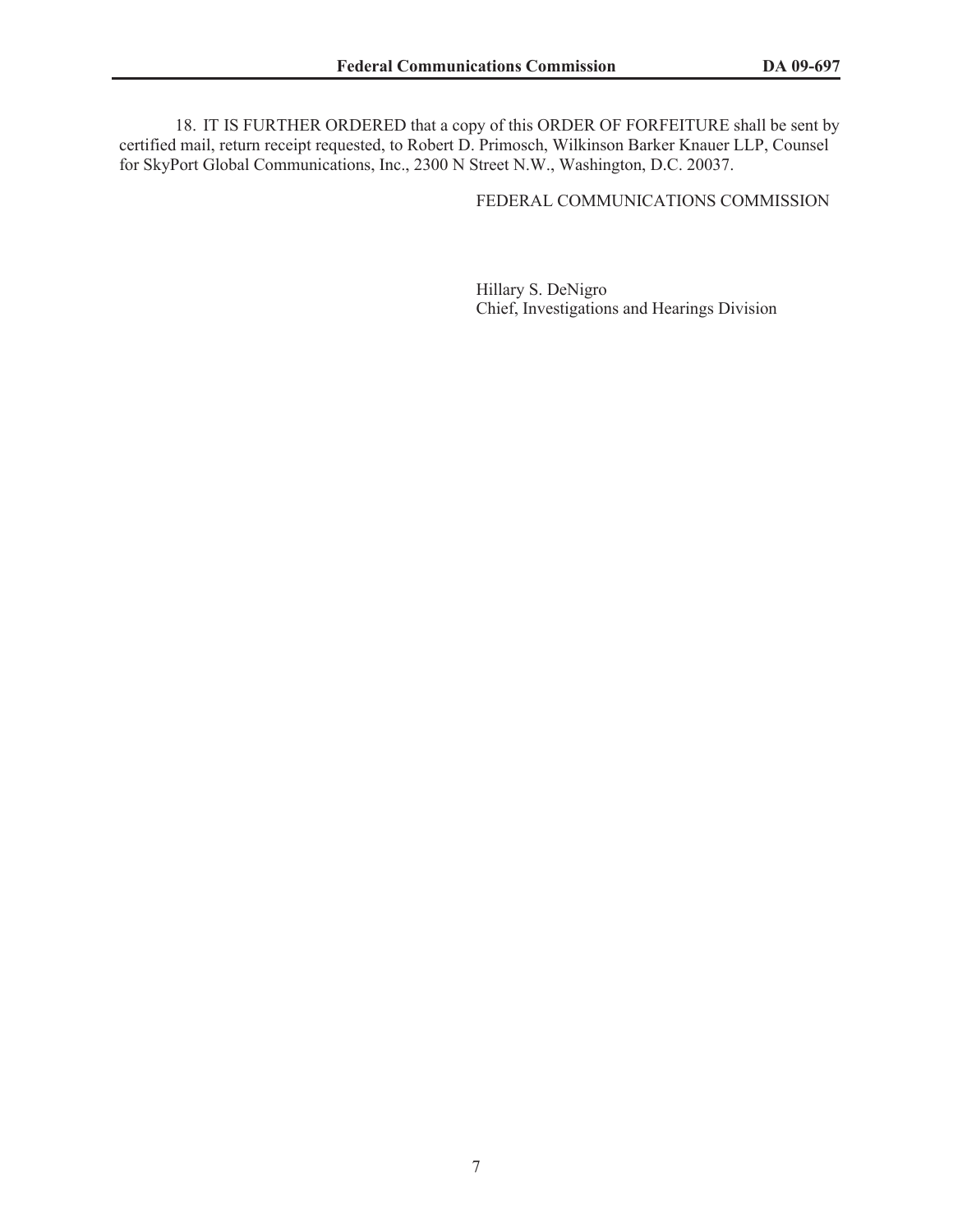18. IT IS FURTHER ORDERED that a copy of this ORDER OF FORFEITURE shall be sent by certified mail, return receipt requested, to Robert D. Primosch, Wilkinson Barker Knauer LLP, Counsel for SkyPort Global Communications, Inc., 2300 N Street N.W., Washington, D.C. 20037.

FEDERAL COMMUNICATIONS COMMISSION

Hillary S. DeNigro
Chief, Investigations and Hearings Division